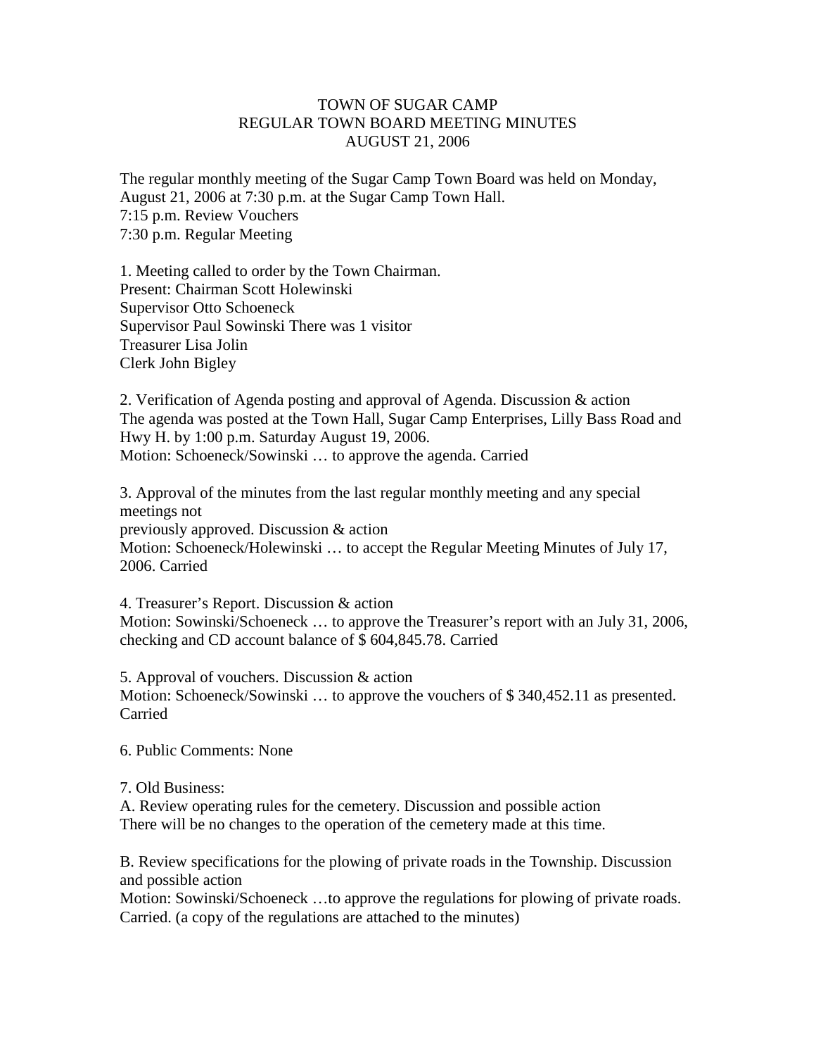# TOWN OF SUGAR CAMP
## REGULAR TOWN BOARD MEETING MINUTES
## AUGUST 21, 2006

The regular monthly meeting of the Sugar Camp Town Board was held on Monday, August 21, 2006 at 7:30 p.m. at the Sugar Camp Town Hall.
7:15 p.m. Review Vouchers
7:30 p.m. Regular Meeting

1. Meeting called to order by the Town Chairman.
Present: Chairman Scott Holewinski
Supervisor Otto Schoeneck
Supervisor Paul Sowinski There was 1 visitor
Treasurer Lisa Jolin
Clerk John Bigley

2. Verification of Agenda posting and approval of Agenda. Discussion & action
The agenda was posted at the Town Hall, Sugar Camp Enterprises, Lilly Bass Road and Hwy H. by 1:00 p.m. Saturday August 19, 2006.
Motion: Schoeneck/Sowinski … to approve the agenda. Carried

3. Approval of the minutes from the last regular monthly meeting and any special meetings not
previously approved. Discussion & action
Motion: Schoeneck/Holewinski … to accept the Regular Meeting Minutes of July 17, 2006. Carried

4. Treasurer's Report. Discussion & action
Motion: Sowinski/Schoeneck … to approve the Treasurer's report with an July 31, 2006, checking and CD account balance of $ 604,845.78. Carried

5. Approval of vouchers. Discussion & action
Motion: Schoeneck/Sowinski … to approve the vouchers of $ 340,452.11 as presented. Carried

6. Public Comments: None

7. Old Business:
A. Review operating rules for the cemetery. Discussion and possible action
There will be no changes to the operation of the cemetery made at this time.

B. Review specifications for the plowing of private roads in the Township. Discussion and possible action
Motion: Sowinski/Schoeneck …to approve the regulations for plowing of private roads. Carried. (a copy of the regulations are attached to the minutes)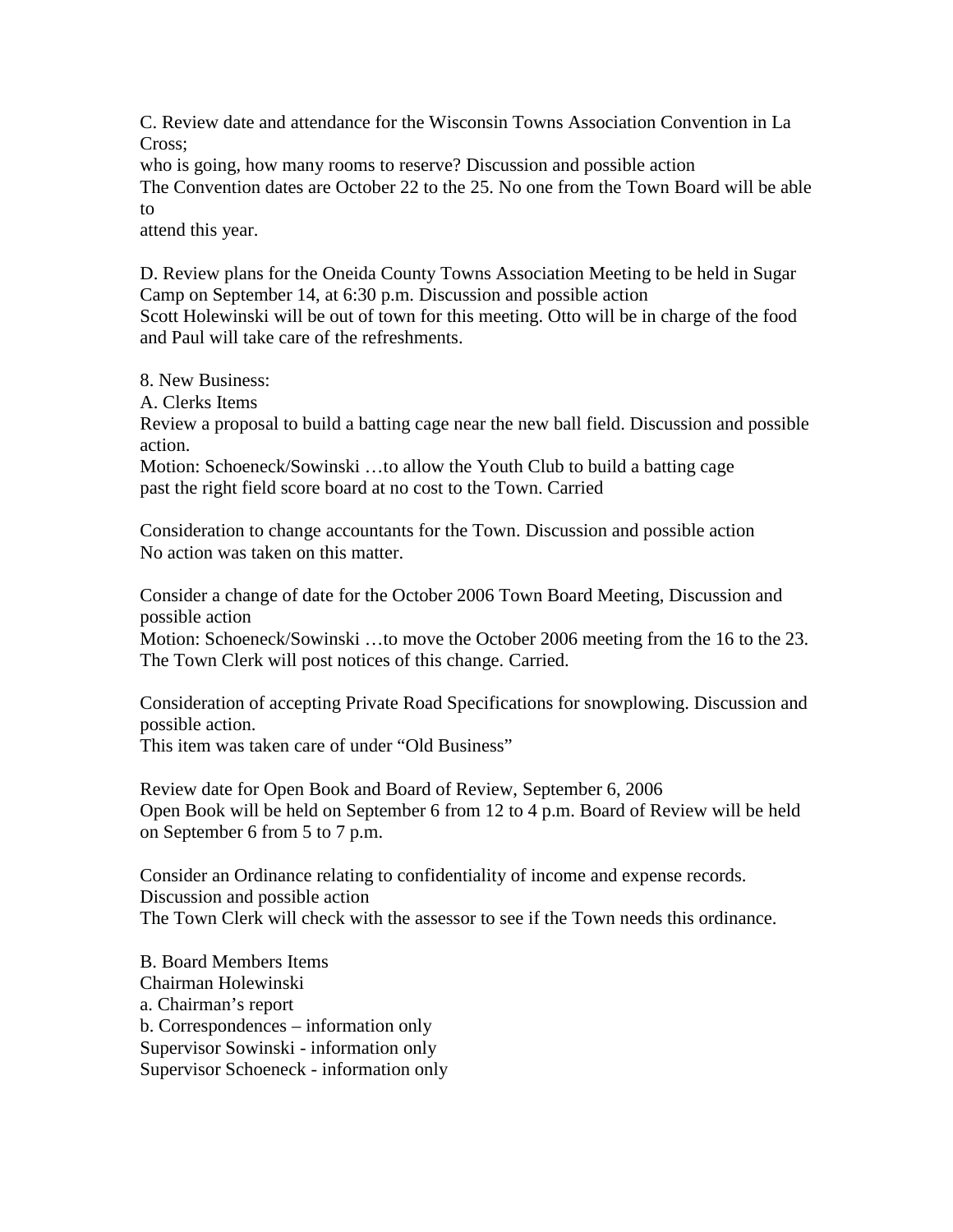C. Review date and attendance for the Wisconsin Towns Association Convention in La Cross;
who is going, how many rooms to reserve? Discussion and possible action
The Convention dates are October 22 to the 25. No one from the Town Board will be able to
attend this year.

D. Review plans for the Oneida County Towns Association Meeting to be held in Sugar Camp on September 14, at 6:30 p.m. Discussion and possible action
Scott Holewinski will be out of town for this meeting. Otto will be in charge of the food and Paul will take care of the refreshments.

8. New Business:
A. Clerks Items
Review a proposal to build a batting cage near the new ball field. Discussion and possible action.
Motion: Schoeneck/Sowinski …to allow the Youth Club to build a batting cage past the right field score board at no cost to the Town. Carried

Consideration to change accountants for the Town. Discussion and possible action
No action was taken on this matter.

Consider a change of date for the October 2006 Town Board Meeting, Discussion and possible action
Motion: Schoeneck/Sowinski …to move the October 2006 meeting from the 16 to the 23. The Town Clerk will post notices of this change. Carried.

Consideration of accepting Private Road Specifications for snowplowing. Discussion and possible action.
This item was taken care of under "Old Business"

Review date for Open Book and Board of Review, September 6, 2006
Open Book will be held on September 6 from 12 to 4 p.m. Board of Review will be held on September 6 from 5 to 7 p.m.

Consider an Ordinance relating to confidentiality of income and expense records. Discussion and possible action
The Town Clerk will check with the assessor to see if the Town needs this ordinance.

B. Board Members Items
Chairman Holewinski
a. Chairman's report
b. Correspondences – information only
Supervisor Sowinski - information only
Supervisor Schoeneck - information only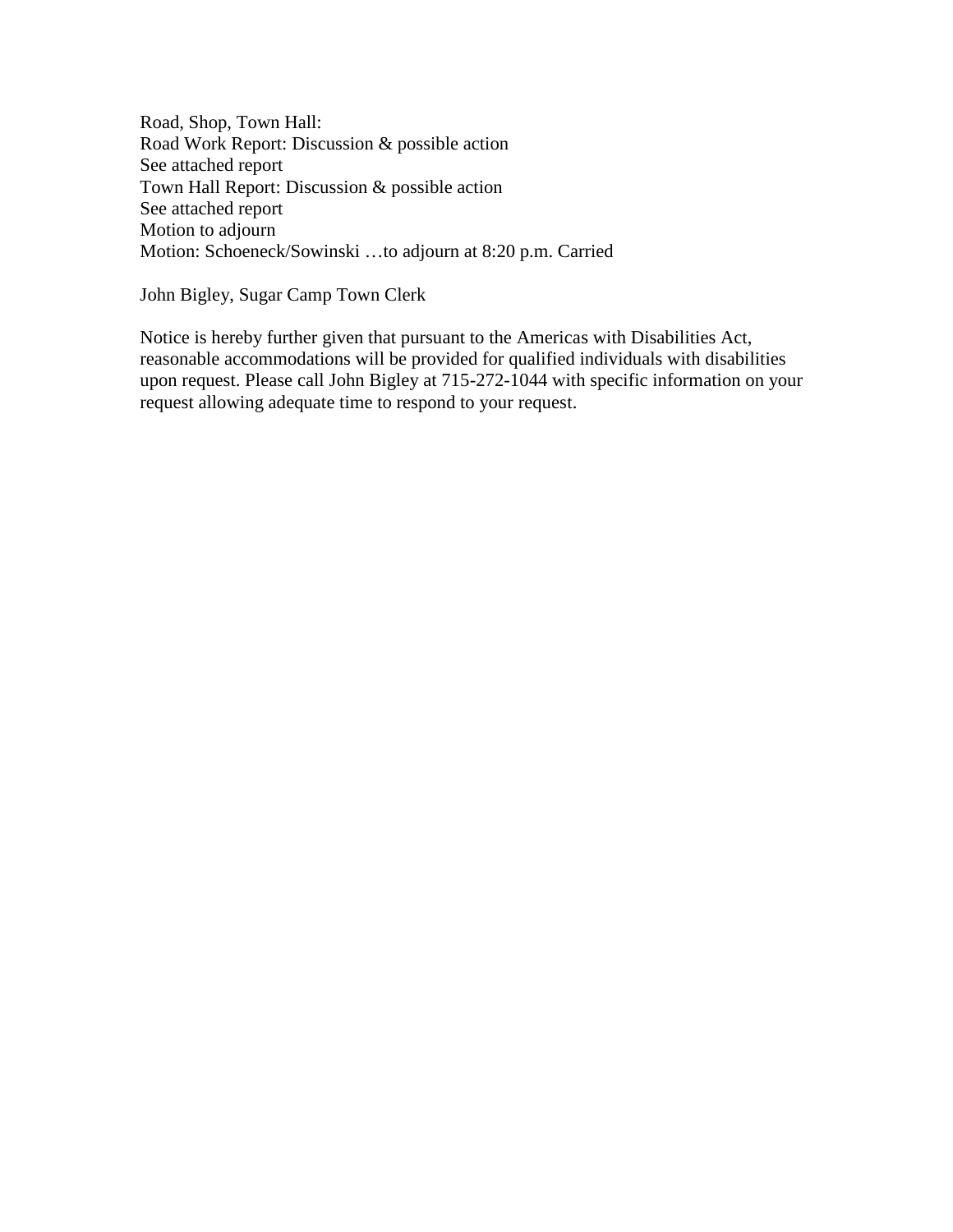Road, Shop, Town Hall:
Road Work Report: Discussion & possible action
See attached report
Town Hall Report: Discussion & possible action
See attached report
Motion to adjourn
Motion: Schoeneck/Sowinski …to adjourn at 8:20 p.m. Carried

John Bigley, Sugar Camp Town Clerk

Notice is hereby further given that pursuant to the Americas with Disabilities Act, reasonable accommodations will be provided for qualified individuals with disabilities upon request. Please call John Bigley at 715-272-1044 with specific information on your request allowing adequate time to respond to your request.